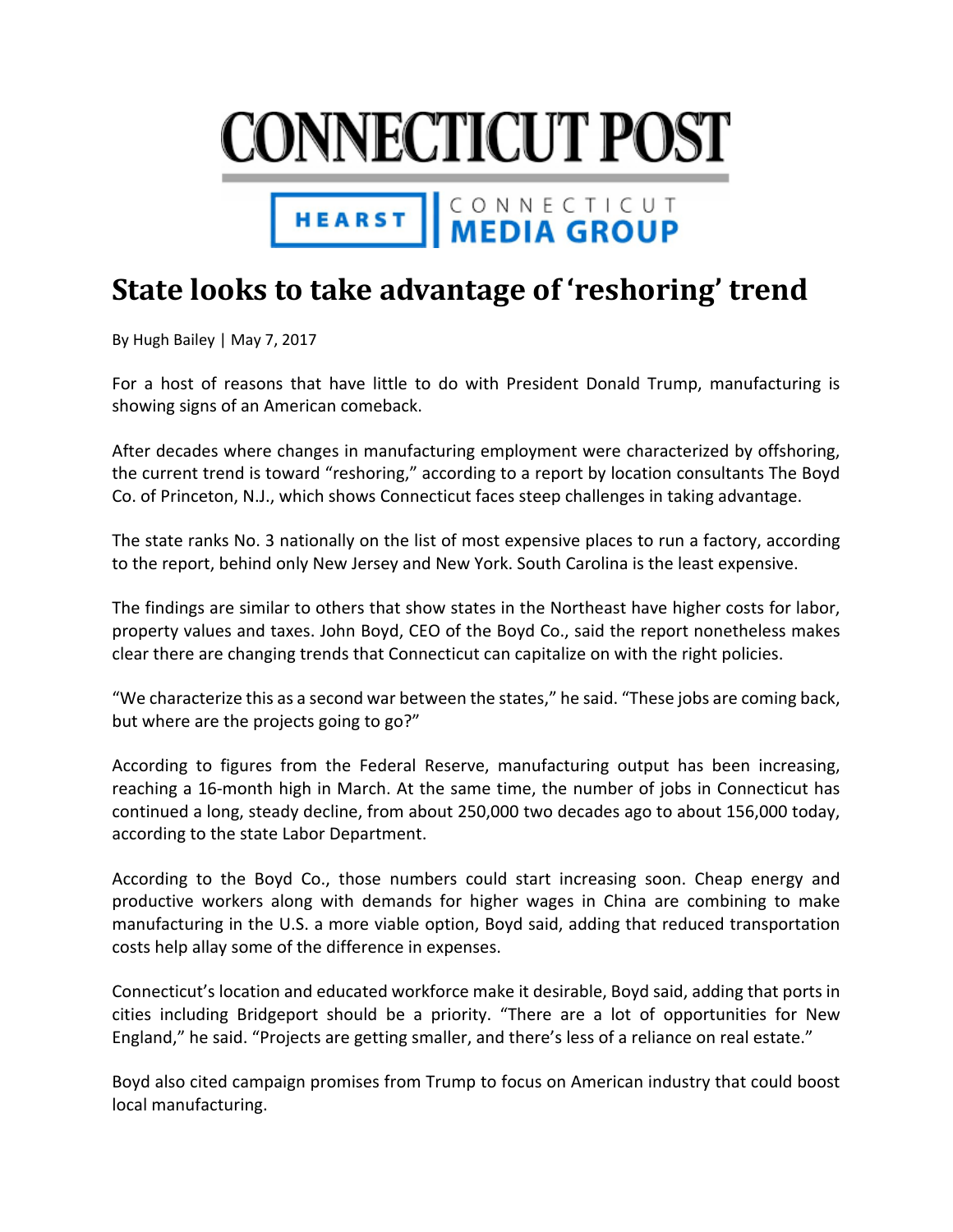CONNECTICUT POST

HEARST | CONNECTICUT MEDIA GROUP

# State looks to take advantage of 'reshoring' trend

By Hugh Bailey | May 7, 2017

For a host of reasons that have little to do with President Donald Trump, manufacturing is showing signs of an American comeback.

After decades where changes in manufacturing employment were characterized by offshoring, the current trend is toward "reshoring," according to a report by location consultants The Boyd Co. of Princeton, N.J., which shows Connecticut faces steep challenges in taking advantage.

The state ranks No. 3 nationally on the list of most expensive places to run a factory, according to the report, behind only New Jersey and New York. South Carolina is the least expensive.

The findings are similar to others that show states in the Northeast have higher costs for labor, property values and taxes. John Boyd, CEO of the Boyd Co., said the report nonetheless makes clear there are changing trends that Connecticut can capitalize on with the right policies.

"We characterize this as a second war between the states," he said. "These jobs are coming back, but where are the projects going to go?"

According to figures from the Federal Reserve, manufacturing output has been increasing, reaching a 16-month high in March. At the same time, the number of jobs in Connecticut has continued a long, steady decline, from about 250,000 two decades ago to about 156,000 today, according to the state Labor Department.

According to the Boyd Co., those numbers could start increasing soon. Cheap energy and productive workers along with demands for higher wages in China are combining to make manufacturing in the U.S. a more viable option, Boyd said, adding that reduced transportation costs help allay some of the difference in expenses.

Connecticut's location and educated workforce make it desirable, Boyd said, adding that ports in cities including Bridgeport should be a priority. "There are a lot of opportunities for New England," he said. "Projects are getting smaller, and there's less of a reliance on real estate."

Boyd also cited campaign promises from Trump to focus on American industry that could boost local manufacturing.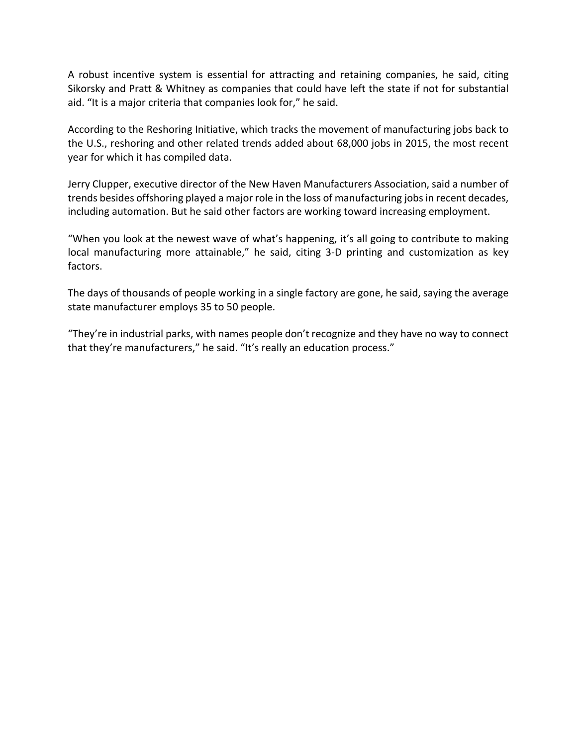A robust incentive system is essential for attracting and retaining companies, he said, citing Sikorsky and Pratt & Whitney as companies that could have left the state if not for substantial aid. "It is a major criteria that companies look for," he said.

According to the Reshoring Initiative, which tracks the movement of manufacturing jobs back to the U.S., reshoring and other related trends added about 68,000 jobs in 2015, the most recent year for which it has compiled data.

Jerry Clupper, executive director of the New Haven Manufacturers Association, said a number of trends besides offshoring played a major role in the loss of manufacturing jobs in recent decades, including automation. But he said other factors are working toward increasing employment.

"When you look at the newest wave of what's happening, it's all going to contribute to making local manufacturing more attainable," he said, citing 3-D printing and customization as key factors.

The days of thousands of people working in a single factory are gone, he said, saying the average state manufacturer employs 35 to 50 people.

"They're in industrial parks, with names people don't recognize and they have no way to connect that they're manufacturers," he said. "It's really an education process."